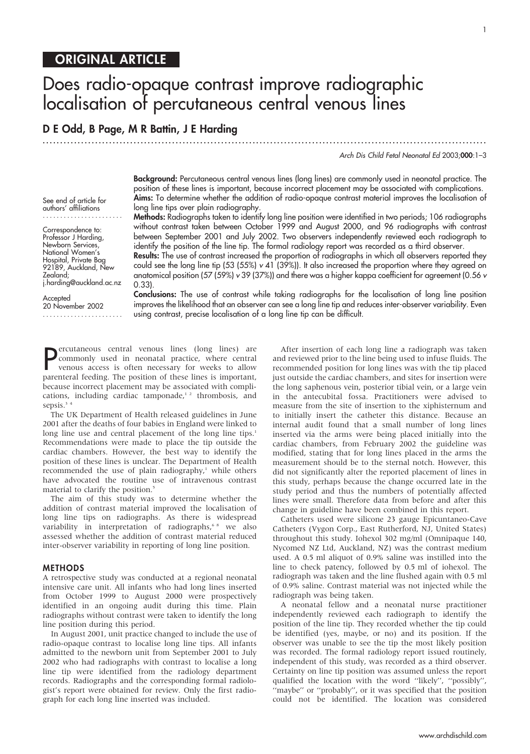ORIGINAL ARTICLE

# Does radio-opaque contrast improve radiographic localisation of percutaneous central venous lines

**D E Odd, B Page, M R Battin, J E Harding**

See end of article for authors' affiliations

Correspondence to: Professor J Harding, Newborn Services, National Women's Hospital, Private Bag 92189, Auckland, New Zealand; j.harding@auckland.ac.nz

Accepted 20 November 2002

**Background:** Percutaneous central venous lines (long lines) are commonly used in neonatal practice. The position of these lines is important, because incorrect placement may be associated with complications.

**Aims:** To determine whether the addition of radio-opaque contrast material improves the localisation of long line tips over plain radiography.

**Methods:** Radiographs taken to identify long line position were identified in two periods; 106 radiographs without contrast taken between October 1999 and August 2000, and 96 radiographs with contrast between September 2001 and July 2002. Two observers independently reviewed each radiograph to identify the position of the line tip. The formal radiology report was recorded as a third observer.

**Results:** The use of contrast increased the proportion of radiographs in which all observers reported they could see the long line tip (53 (55%) *v* 41 (39%)). It also increased the proportion where they agreed on anatomical position (57 (59%) *v* 39 (37%)) and there was a higher kappa coefficient for agreement (0.56 *v* 0.33).

**Conclusions:** The use of contrast while taking radiographs for the localisation of long line position improves the likelihood that an observer can see a long line tip and reduces inter-observer variability. Even using contrast, precise localisation of a long line tip can be difficult.

Percutaneous central venous lines (long lines) are commonly used in neonatal practice, where central venous access is often necessary for weeks to allow parenteral feeding. The position of these lines is important, because incorrect placement may be associated with complications, including cardiac tamponade,[1 2] thrombosis, and sepsis.[3 4]

The UK Department of Health released guidelines in June 2001 after the deaths of four babies in England were linked to long line use and central placement of the long line tips.[1] Recommendations were made to place the tip outside the cardiac chambers. However, the best way to identify the position of these lines is unclear. The Department of Health recommended the use of plain radiography,[1] while others have advocated the routine use of intravenous contrast material to clarify the position.[5]

The aim of this study was to determine whether the addition of contrast material improved the localisation of long line tips on radiographs. As there is widespread variability in interpretation of radiographs,[6 8] we also assessed whether the addition of contrast material reduced inter-observer variability in reporting of long line position.

## METHODS

A retrospective study was conducted at a regional neonatal intensive care unit. All infants who had long lines inserted from October 1999 to August 2000 were prospectively identified in an ongoing audit during this time. Plain radiographs without contrast were taken to identify the long line position during this period.

In August 2001, unit practice changed to include the use of radio-opaque contrast to localise long line tips. All infants admitted to the newborn unit from September 2001 to July 2002 who had radiographs with contrast to localise a long line tip were identified from the radiology department records. Radiographs and the corresponding formal radiologist's report were obtained for review. Only the first radiograph for each long line inserted was included.

After insertion of each long line a radiograph was taken and reviewed prior to the line being used to infuse fluids. The recommended position for long lines was with the tip placed just outside the cardiac chambers, and sites for insertion were the long saphenous vein, posterior tibial vein, or a large vein in the antecubital fossa. Practitioners were advised to measure from the site of insertion to the xiphisternum and to initially insert the catheter this distance. Because an internal audit found that a small number of long lines inserted via the arms were being placed initially into the cardiac chambers, from February 2002 the guideline was modified, stating that for long lines placed in the arms the measurement should be to the sternal notch. However, this did not significantly alter the reported placement of lines in this study, perhaps because the change occurred late in the study period and thus the numbers of potentially affected lines were small. Therefore data from before and after this change in guideline have been combined in this report.

Catheters used were silicone 23 gauge Epicuntaneo-Cave Catheters (Vygon Corp., East Rutherford, NJ, United States) throughout this study. Iohexol 302 mg/ml (Omnipaque 140, Nycomed NZ Ltd, Auckland, NZ) was the contrast medium used. A 0.5 ml aliquot of 0.9% saline was instilled into the line to check patency, followed by 0.5 ml of iohexol. The radiograph was taken and the line flushed again with 0.5 ml of 0.9% saline. Contrast material was not injected while the radiograph was being taken.

A neonatal fellow and a neonatal nurse practitioner independently reviewed each radiograph to identify the position of the line tip. They recorded whether the tip could be identified (yes, maybe, or no) and its position. If the observer was unable to see the tip the most likely position was recorded. The formal radiology report issued routinely, independent of this study, was recorded as a third observer. Certainty on line tip position was assumed unless the report qualified the location with the word "likely", "possibly", "maybe" or "probably", or it was specified that the position could not be identified. The location was considered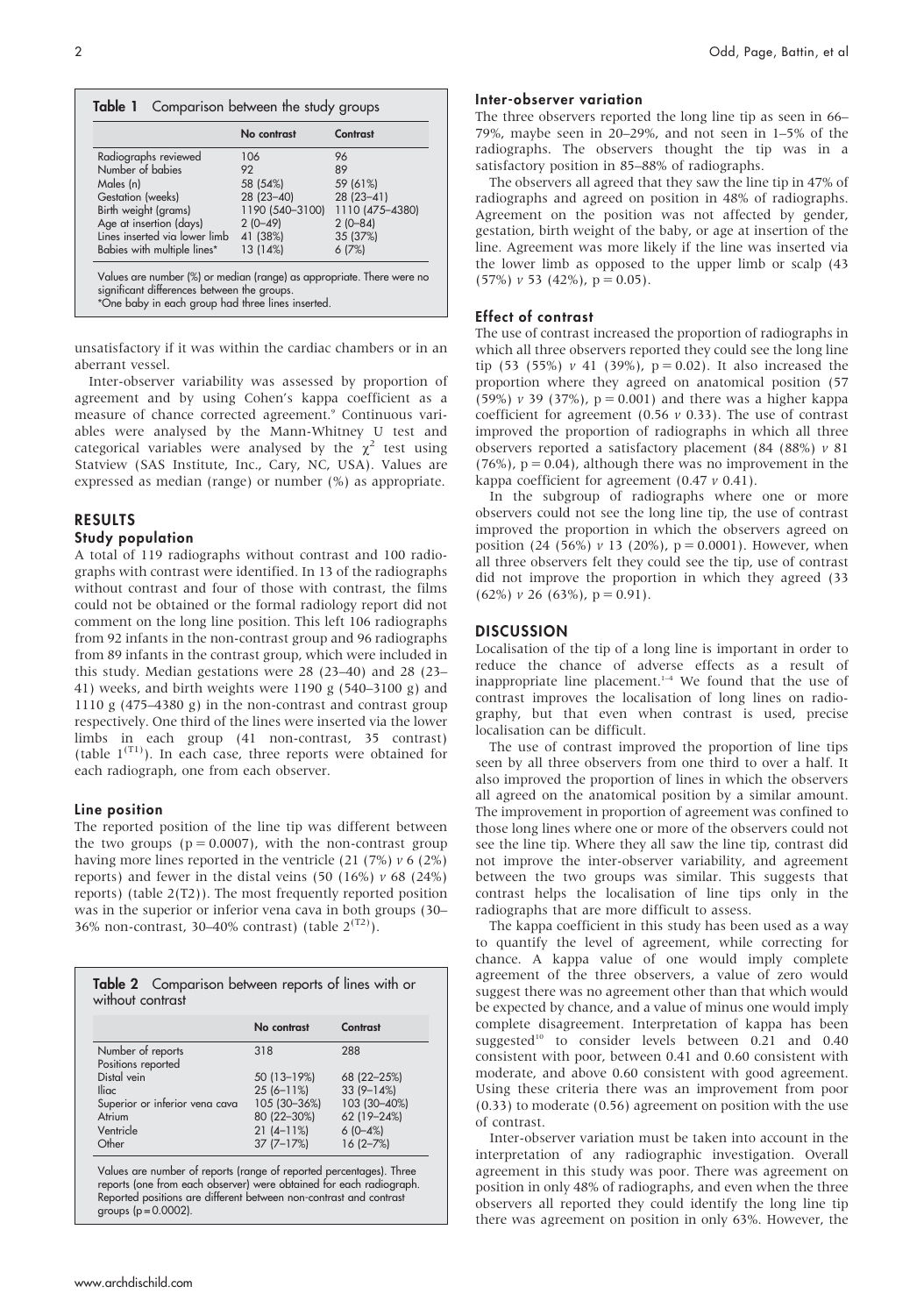**Table 1** Comparison between the study groups

| | No contrast | Contrast |
|---|---|---|
| Radiographs reviewed | 106 | 96 |
| Number of babies | 92 | 89 |
| Males (n) | 58 (54%) | 59 (61%) |
| Gestation (weeks) | 28 (23–40) | 28 (23–41) |
| Birth weight (grams) | 1190 (540–3100) | 1110 (475–4380) |
| Age at insertion (days) | 2 (0–49) | 2 (0–84) |
| Lines inserted via lower limb | 41 (38%) | 35 (37%) |
| Babies with multiple lines* | 13 (14%) | 6 (7%) |

Values are number (%) or median (range) as appropriate. There were no significant differences between the groups.
*One baby in each group had three lines inserted.

unsatisfactory if it was within the cardiac chambers or in an aberrant vessel.

Inter-observer variability was assessed by proportion of agreement and by using Cohen's kappa coefficient as a measure of chance corrected agreement.[9] Continuous variables were analysed by the Mann-Whitney U test and categorical variables were analysed by the $\chi^2$ test using Statview (SAS Institute, Inc., Cary, NC, USA). Values are expressed as median (range) or number (%) as appropriate.

## RESULTS

### Study population

A total of 119 radiographs without contrast and 100 radiographs with contrast were identified. In 13 of the radiographs without contrast and four of those with contrast, the films could not be obtained or the formal radiology report did not comment on the long line position. This left 106 radiographs from 92 infants in the non-contrast group and 96 radiographs from 89 infants in the contrast group, which were included in this study. Median gestations were 28 (23–40) and 28 (23–41) weeks, and birth weights were 1190 g (540–3100 g) and 1110 g (475–4380 g) in the non-contrast and contrast group respectively. One third of the lines were inserted via the lower limbs in each group (41 non-contrast, 35 contrast) (table 1[T1]). In each case, three reports were obtained for each radiograph, one from each observer.

### Line position

The reported position of the line tip was different between the two groups ($p = 0.0007$), with the non-contrast group having more lines reported in the ventricle (21 (7%) *v* 6 (2%) reports) and fewer in the distal veins (50 (16%) *v* 68 (24%) reports) (table 2(T2)). The most frequently reported position was in the superior or inferior vena cava in both groups (30–36% non-contrast, 30–40% contrast) (table 2[T2]).

**Table 2** Comparison between reports of lines with or without contrast

| | No contrast | Contrast |
|---|---|---|
| Number of reports | 318 | 288 |
| Positions reported | | |
| Distal vein | 50 (13–19%) | 68 (22–25%) |
| Iliac | 25 (6–11%) | 33 (9–14%) |
| Superior or inferior vena cava | 105 (30–36%) | 103 (30–40%) |
| Atrium | 80 (22–30%) | 62 (19–24%) |
| Ventricle | 21 (4–11%) | 6 (0–4%) |
| Other | 37 (7–17%) | 16 (2–7%) |

Values are number of reports (range of reported percentages). Three reports (one from each observer) were obtained for each radiograph. Reported positions are different between non-contrast and contrast groups ($p = 0.0002$).

### Inter-observer variation

The three observers reported the long line tip as seen in 66–79%, maybe seen in 20–29%, and not seen in 1–5% of the radiographs. The observers thought the tip was in a satisfactory position in 85–88% of radiographs.

The observers all agreed that they saw the line tip in 47% of radiographs and agreed on position in 48% of radiographs. Agreement on the position was not affected by gender, gestation, birth weight of the baby, or age at insertion of the line. Agreement was more likely if the line was inserted via the lower limb as opposed to the upper limb or scalp (43 (57%) *v* 53 (42%), $p = 0.05$).

### Effect of contrast

The use of contrast increased the proportion of radiographs in which all three observers reported they could see the long line tip (53 (55%) *v* 41 (39%), $p = 0.02$). It also increased the proportion where they agreed on anatomical position (57 (59%) *v* 39 (37%), $p = 0.001$) and there was a higher kappa coefficient for agreement (0.56 *v* 0.33). The use of contrast improved the proportion of radiographs in which all three observers reported a satisfactory placement (84 (88%) *v* 81 (76%), $p = 0.04$), although there was no improvement in the kappa coefficient for agreement (0.47 *v* 0.41).

In the subgroup of radiographs where one or more observers could not see the long line tip, the use of contrast improved the proportion in which the observers agreed on position (24 (56%) *v* 13 (20%), $p = 0.0001$). However, when all three observers felt they could see the tip, use of contrast did not improve the proportion in which they agreed (33 (62%) *v* 26 (63%), $p = 0.91$).

## DISCUSSION

Localisation of the tip of a long line is important in order to reduce the chance of adverse effects as a result of inappropriate line placement.[1–4] We found that the use of contrast improves the localisation of long lines on radiography, but that even when contrast is used, precise localisation can be difficult.

The use of contrast improved the proportion of line tips seen by all three observers from one third to over a half. It also improved the proportion of lines in which the observers all agreed on the anatomical position by a similar amount. The improvement in proportion of agreement was confined to those long lines where one or more of the observers could not see the line tip. Where they all saw the line tip, contrast did not improve the inter-observer variability, and agreement between the two groups was similar. This suggests that contrast helps the localisation of line tips only in the radiographs that are more difficult to assess.

The kappa coefficient in this study has been used as a way to quantify the level of agreement, while correcting for chance. A kappa value of one would imply complete agreement of the three observers, a value of zero would suggest there was no agreement other than that which would be expected by chance, and a value of minus one would imply complete disagreement. Interpretation of kappa has been suggested[10] to consider levels between 0.21 and 0.40 consistent with poor, between 0.41 and 0.60 consistent with moderate, and above 0.60 consistent with good agreement. Using these criteria there was an improvement from poor (0.33) to moderate (0.56) agreement on position with the use of contrast.

Inter-observer variation must be taken into account in the interpretation of any radiographic investigation. Overall agreement in this study was poor. There was agreement on position in only 48% of radiographs, and even when the three observers all reported they could identify the long line tip there was agreement on position in only 63%. However, the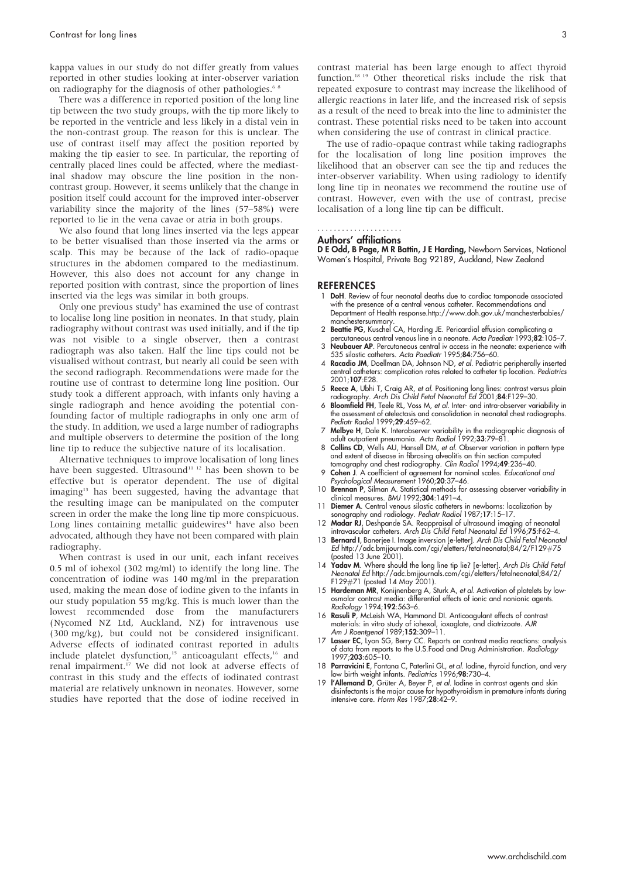kappa values in our study do not differ greatly from values reported in other studies looking at inter-observer variation on radiography for the diagnosis of other pathologies.[6 8]

There was a difference in reported position of the long line tip between the two study groups, with the tip more likely to be reported in the ventricle and less likely in a distal vein in the non-contrast group. The reason for this is unclear. The use of contrast itself may affect the position reported by making the tip easier to see. In particular, the reporting of centrally placed lines could be affected, where the mediastinal shadow may obscure the line position in the non-contrast group. However, it seems unlikely that the change in position itself could account for the improved inter-observer variability since the majority of the lines (57–58%) were reported to lie in the vena cavae or atria in both groups.

We also found that long lines inserted via the legs appear to be better visualised than those inserted via the arms or scalp. This may be because of the lack of radio-opaque structures in the abdomen compared to the mediastinum. However, this also does not account for any change in reported position with contrast, since the proportion of lines inserted via the legs was similar in both groups.

Only one previous study[5] has examined the use of contrast to localise long line position in neonates. In that study, plain radiography without contrast was used initially, and if the tip was not visible to a single observer, then a contrast radiograph was also taken. Half the line tips could not be visualised without contrast, but nearly all could be seen with the second radiograph. Recommendations were made for the routine use of contrast to determine long line position. Our study took a different approach, with infants only having a single radiograph and hence avoiding the potential confounding factor of multiple radiographs in only one arm of the study. In addition, we used a large number of radiographs and multiple observers to determine the position of the long line tip to reduce the subjective nature of its localisation.

Alternative techniques to improve localisation of long lines have been suggested. Ultrasound[11 12] has been shown to be effective but is operator dependent. The use of digital imaging[13] has been suggested, having the advantage that the resulting image can be manipulated on the computer screen in order the make the long line tip more conspicuous. Long lines containing metallic guidewires[14] have also been advocated, although they have not been compared with plain radiography.

When contrast is used in our unit, each infant receives 0.5 ml of iohexol (302 mg/ml) to identify the long line. The concentration of iodine was 140 mg/ml in the preparation used, making the mean dose of iodine given to the infants in our study population 55 mg/kg. This is much lower than the lowest recommended dose from the manufacturers (Nycomed NZ Ltd, Auckland, NZ) for intravenous use (300 mg/kg), but could not be considered insignificant. Adverse effects of iodinated contrast reported in adults include platelet dysfunction,[15] anticoagulant effects,[16] and renal impairment.[17] We did not look at adverse effects of contrast in this study and the effects of iodinated contrast material are relatively unknown in neonates. However, some studies have reported that the dose of iodine received in contrast material has been large enough to affect thyroid function.[18 19] Other theoretical risks include the risk that repeated exposure to contrast may increase the likelihood of allergic reactions in later life, and the increased risk of sepsis as a result of the need to break into the line to administer the contrast. These potential risks need to be taken into account when considering the use of contrast in clinical practice.

The use of radio-opaque contrast while taking radiographs for the localisation of long line position improves the likelihood that an observer can see the tip and reduces the inter-observer variability. When using radiology to identify long line tip in neonates we recommend the routine use of contrast. However, even with the use of contrast, precise localisation of a long line tip can be difficult.

## Authors' affiliations

**D E Odd, B Page, M R Battin, J E Harding,** Newborn Services, National Women's Hospital, Private Bag 92189, Auckland, New Zealand

## REFERENCES

1. **DoH**. Review of four neonatal deaths due to cardiac tamponade associated with the presence of a central venous catheter. Recommendations and Department of Health response.http://www.doh.gov.uk/manchesterbabies/manchestersummary.
2. **Beattie PG**, Kuschel CA, Harding JE. Pericardial effusion complicating a percutaneous central venous line in a neonate. *Acta Paediatr* 1993;**82**:105–7.
3. **Neubauer AP**. Percutaneous central iv access in the neonate: experience with 535 silastic catheters. *Acta Paediatr* 1995;**84**:756–60.
4. **Racadio JM**, Doellman DA, Johnson ND, *et al*. Pediatric peripherally inserted central catheters: complication rates related to catheter tip location. *Pediatrics* 2001;**107**:E28.
5. **Reece A**, Ubhi T, Craig AR, *et al*. Positioning long lines: contrast versus plain radiography. *Arch Dis Child Fetal Neonatal Ed* 2001;**84**:F129–30.
6. **Bloomfield FH**, Teele RL, Voss M, *et al*. Inter- and intra-observer variability in the assessment of atelectasis and consolidation in neonatal chest radiographs. *Pediatr Radiol* 1999;**29**:459–62.
7. **Melbye H**, Dale K. Interobserver variability in the radiographic diagnosis of adult outpatient pneumonia. *Acta Radiol* 1992;**33**:79–81.
8. **Collins CD**, Wells AU, Hansell DM, *et al*. Observer variation in pattern type and extent of disease in fibrosing alveolitis on thin section computed tomography and chest radiography. *Clin Radiol* 1994;**49**:236–40.
9. **Cohen J**. A coefficient of agreement for nominal scales. *Educational and Psychological Measurement* 1960;**20**:37–46.
10. **Brennan P**, Silman A. Statistical methods for assessing observer variability in clinical measures. *BMJ* 1992;**304**:1491–4.
11. **Diemer A**. Central venous silastic catheters in newborns: localization by sonography and radiology. *Pediatr Radiol* 1987;**17**:15–17.
12. **Madar RJ**, Deshpande SA. Reappraisal of ultrasound imaging of neonatal intravascular catheters. *Arch Dis Child Fetal Neonatal Ed* 1996;**75**:F62–4.
13. **Bernard I**, Banerjee I. Image inversion [e-letter]. *Arch Dis Child Fetal Neonatal Ed* http://adc.bmjjournals.com/cgi/eletters/fetalneonatal;84/2/F129#75 (posted 13 June 2001).
14. **Yadav M**. Where should the long line tip lie? [e-letter]. *Arch Dis Child Fetal Neonatal Ed* http://adc.bmjjournals.com/cgi/eletters/fetalneonatal;84/2/F129#71 (posted 14 May 2001).
15. **Hardeman MR**, Konijnenberg A, Sturk A, *et al*. Activation of platelets by low-osmolar contrast media: differential effects of ionic and nonionic agents. *Radiology* 1994;**192**:563–6.
16. **Rasuli P**, McLeish WA, Hammond DI. Anticoagulant effects of contrast materials: in vitro study of iohexol, ioxaglate, and diatrizoate. *AJR Am J Roentgenol* 1989;**152**:309–11.
17. **Lasser EC**, Lyon SG, Berry CC. Reports on contrast media reactions: analysis of data from reports to the U.S.Food and Drug Administration. *Radiology* 1997;**203**:605–10.
18. **Parravicini E**, Fontana C, Paterlini GL, *et al*. Iodine, thyroid function, and very low birth weight infants. *Pediatrics* 1996;**98**:730–4.
19. **l'Allemand D**, Grüter A, Beyer P, *et al*. Iodine in contrast agents and skin disinfectants is the major cause for hypothyroidism in premature infants during intensive care. *Horm Res* 1987;**28**:42–9.